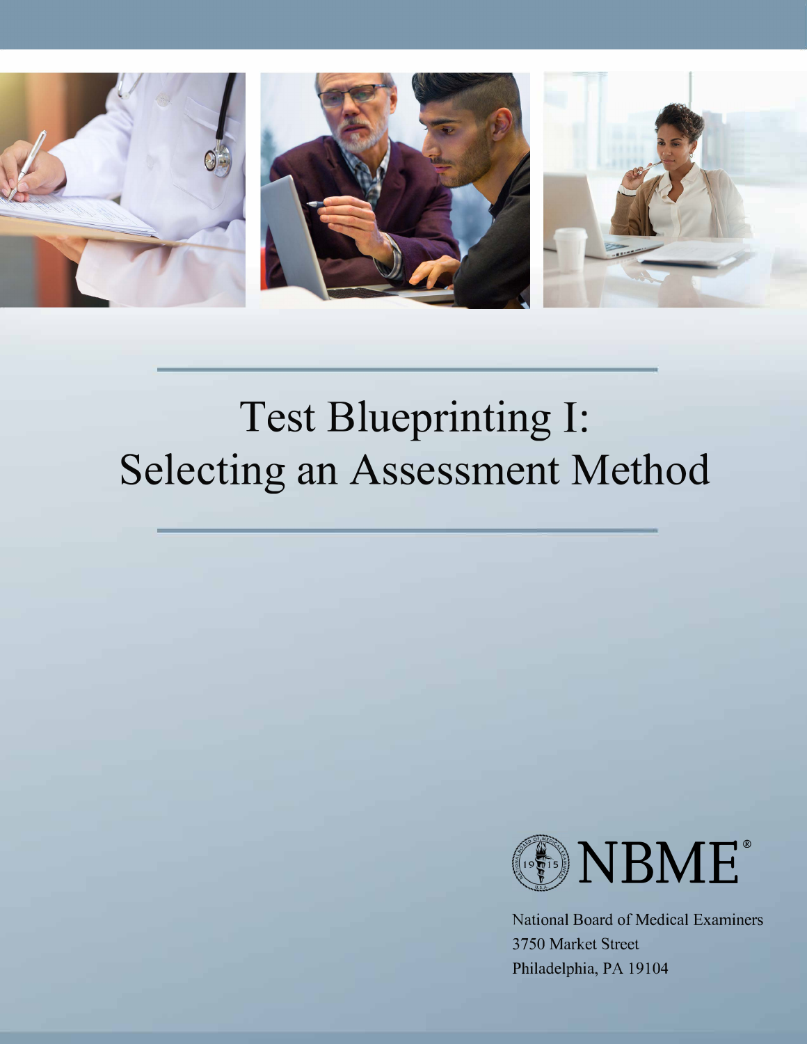# Test Blueprinting I: Selecting an Assessment Method

NBME®

National Board of Medical Examiners
3750 Market Street
Philadelphia, PA 19104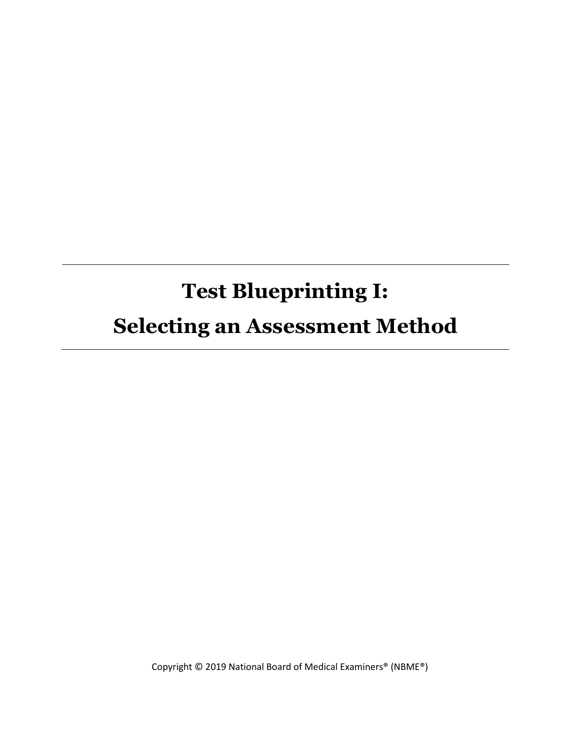# Test Blueprinting I:
# Selecting an Assessment Method

Copyright © 2019 National Board of Medical Examiners® (NBME®)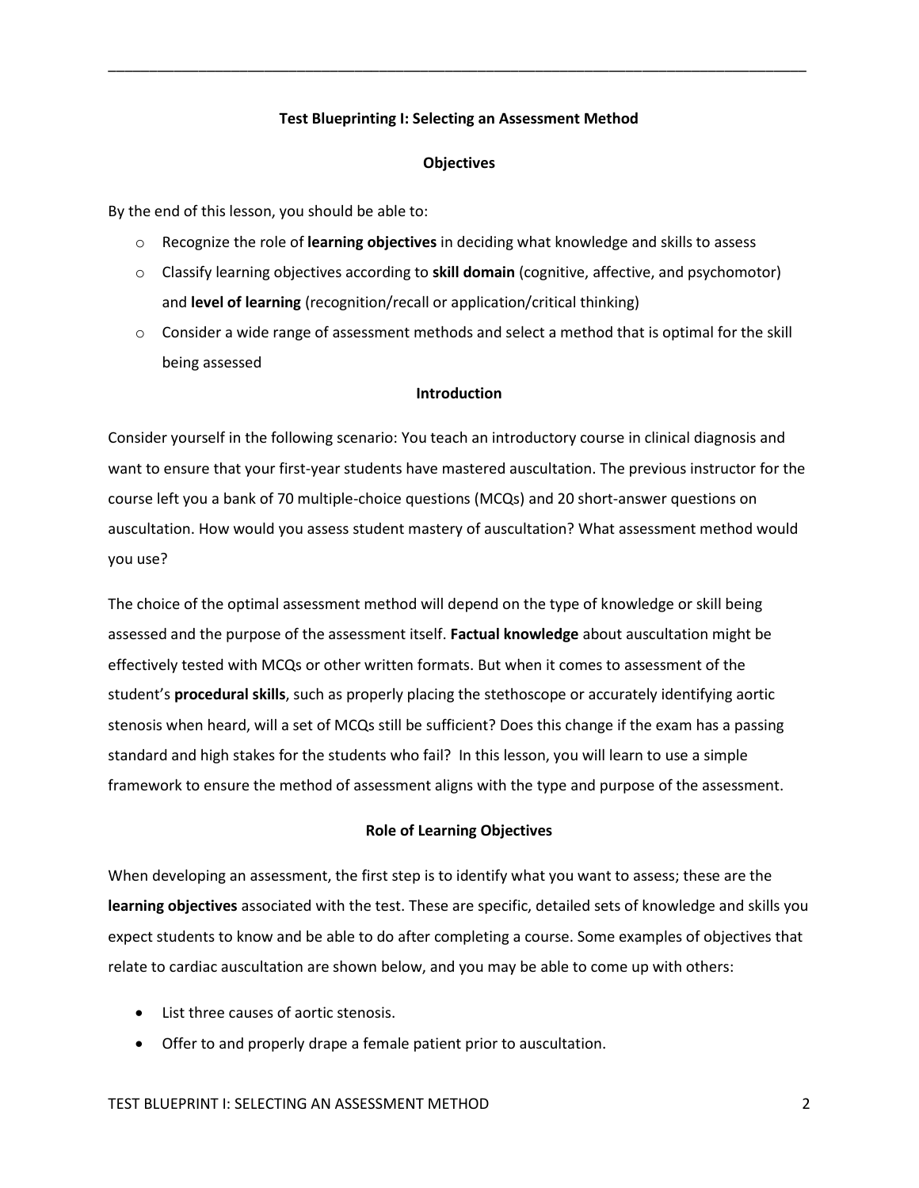## Test Blueprinting I: Selecting an Assessment Method

### Objectives

By the end of this lesson, you should be able to:

- Recognize the role of **learning objectives** in deciding what knowledge and skills to assess
- Classify learning objectives according to **skill domain** (cognitive, affective, and psychomotor) and **level of learning** (recognition/recall or application/critical thinking)
- Consider a wide range of assessment methods and select a method that is optimal for the skill being assessed

### Introduction

Consider yourself in the following scenario: You teach an introductory course in clinical diagnosis and want to ensure that your first-year students have mastered auscultation. The previous instructor for the course left you a bank of 70 multiple-choice questions (MCQs) and 20 short-answer questions on auscultation. How would you assess student mastery of auscultation? What assessment method would you use?

The choice of the optimal assessment method will depend on the type of knowledge or skill being assessed and the purpose of the assessment itself. **Factual knowledge** about auscultation might be effectively tested with MCQs or other written formats. But when it comes to assessment of the student's **procedural skills**, such as properly placing the stethoscope or accurately identifying aortic stenosis when heard, will a set of MCQs still be sufficient? Does this change if the exam has a passing standard and high stakes for the students who fail? In this lesson, you will learn to use a simple framework to ensure the method of assessment aligns with the type and purpose of the assessment.

### Role of Learning Objectives

When developing an assessment, the first step is to identify what you want to assess; these are the **learning objectives** associated with the test. These are specific, detailed sets of knowledge and skills you expect students to know and be able to do after completing a course. Some examples of objectives that relate to cardiac auscultation are shown below, and you may be able to come up with others:

- List three causes of aortic stenosis.
- Offer to and properly drape a female patient prior to auscultation.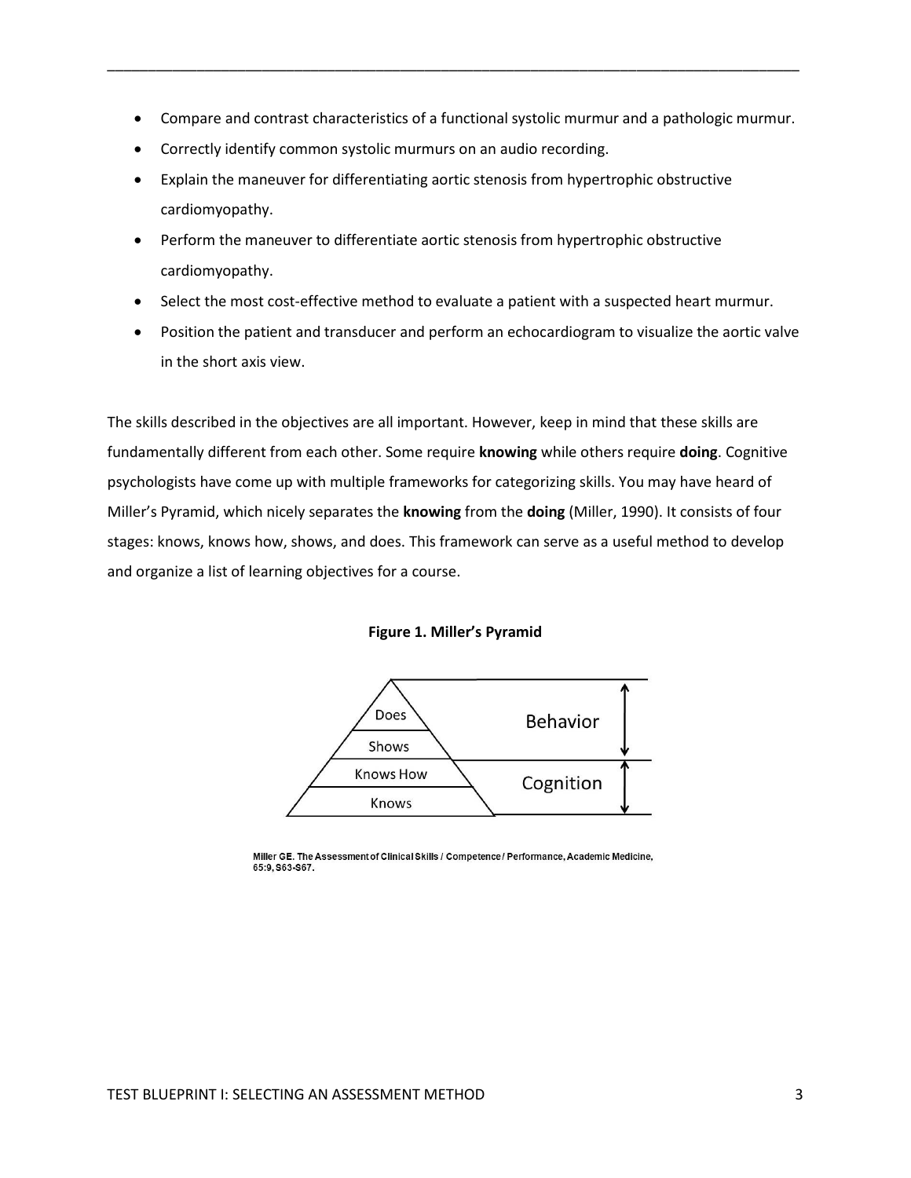- Compare and contrast characteristics of a functional systolic murmur and a pathologic murmur.
- Correctly identify common systolic murmurs on an audio recording.
- Explain the maneuver for differentiating aortic stenosis from hypertrophic obstructive cardiomyopathy.
- Perform the maneuver to differentiate aortic stenosis from hypertrophic obstructive cardiomyopathy.
- Select the most cost-effective method to evaluate a patient with a suspected heart murmur.
- Position the patient and transducer and perform an echocardiogram to visualize the aortic valve in the short axis view.

The skills described in the objectives are all important. However, keep in mind that these skills are fundamentally different from each other. Some require **knowing** while others require **doing**. Cognitive psychologists have come up with multiple frameworks for categorizing skills. You may have heard of Miller's Pyramid, which nicely separates the **knowing** from the **doing** (Miller, 1990). It consists of four stages: knows, knows how, shows, and does. This framework can serve as a useful method to develop and organize a list of learning objectives for a course.

**Figure 1. Miller's Pyramid**

| Pyramid Level | Domain |
| --- | --- |
| Does | Behavior |
| Shows | Behavior |
| Knows How | Cognition |
| Knows | Cognition |

Miller GE. The Assessment of Clinical Skills / Competence / Performance, Academic Medicine, 65:9, S63-S67.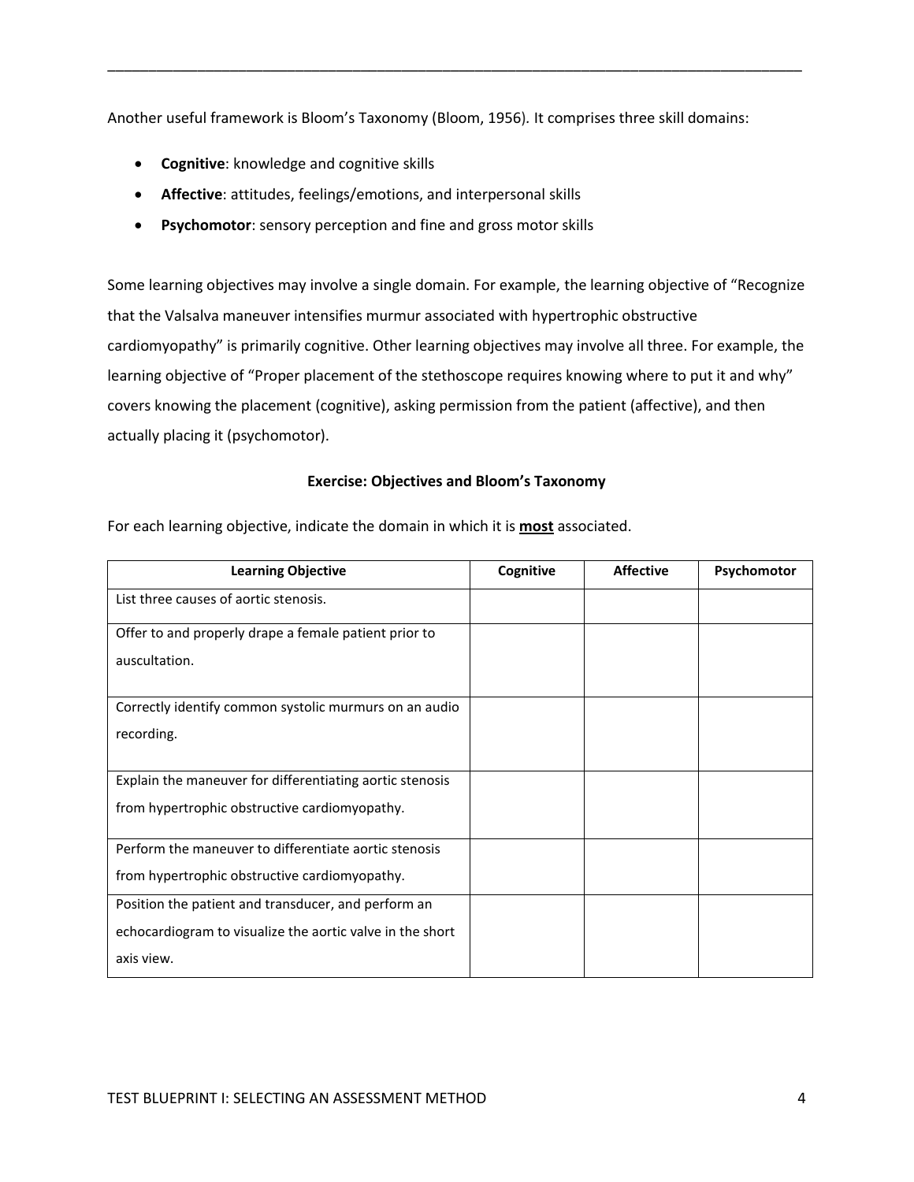Another useful framework is Bloom's Taxonomy (Bloom, 1956). It comprises three skill domains:

- **Cognitive**: knowledge and cognitive skills
- **Affective**: attitudes, feelings/emotions, and interpersonal skills
- **Psychomotor**: sensory perception and fine and gross motor skills

Some learning objectives may involve a single domain. For example, the learning objective of "Recognize that the Valsalva maneuver intensifies murmur associated with hypertrophic obstructive cardiomyopathy" is primarily cognitive. Other learning objectives may involve all three. For example, the learning objective of "Proper placement of the stethoscope requires knowing where to put it and why" covers knowing the placement (cognitive), asking permission from the patient (affective), and then actually placing it (psychomotor).

**Exercise: Objectives and Bloom's Taxonomy**

For each learning objective, indicate the domain in which it is **most** associated.

| Learning Objective | Cognitive | Affective | Psychomotor |
|---|---|---|---|
| List three causes of aortic stenosis. | | | |
| Offer to and properly drape a female patient prior to auscultation. | | | |
| Correctly identify common systolic murmurs on an audio recording. | | | |
| Explain the maneuver for differentiating aortic stenosis from hypertrophic obstructive cardiomyopathy. | | | |
| Perform the maneuver to differentiate aortic stenosis from hypertrophic obstructive cardiomyopathy. | | | |
| Position the patient and transducer, and perform an echocardiogram to visualize the aortic valve in the short axis view. | | | |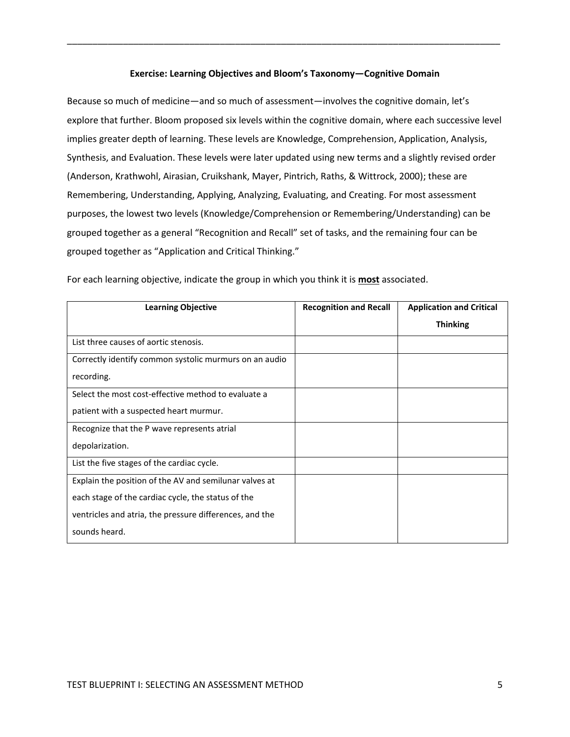**Exercise: Learning Objectives and Bloom's Taxonomy—Cognitive Domain**

Because so much of medicine—and so much of assessment—involves the cognitive domain, let's explore that further. Bloom proposed six levels within the cognitive domain, where each successive level implies greater depth of learning. These levels are Knowledge, Comprehension, Application, Analysis, Synthesis, and Evaluation. These levels were later updated using new terms and a slightly revised order (Anderson, Krathwohl, Airasian, Cruikshank, Mayer, Pintrich, Raths, & Wittrock, 2000); these are Remembering, Understanding, Applying, Analyzing, Evaluating, and Creating. For most assessment purposes, the lowest two levels (Knowledge/Comprehension or Remembering/Understanding) can be grouped together as a general "Recognition and Recall" set of tasks, and the remaining four can be grouped together as "Application and Critical Thinking."

For each learning objective, indicate the group in which you think it is **most** associated.

| Learning Objective | Recognition and Recall | Application and Critical Thinking |
|---|---|---|
| List three causes of aortic stenosis. | | |
| Correctly identify common systolic murmurs on an audio recording. | | |
| Select the most cost-effective method to evaluate a patient with a suspected heart murmur. | | |
| Recognize that the P wave represents atrial depolarization. | | |
| List the five stages of the cardiac cycle. | | |
| Explain the position of the AV and semilunar valves at each stage of the cardiac cycle, the status of the ventricles and atria, the pressure differences, and the sounds heard. | | |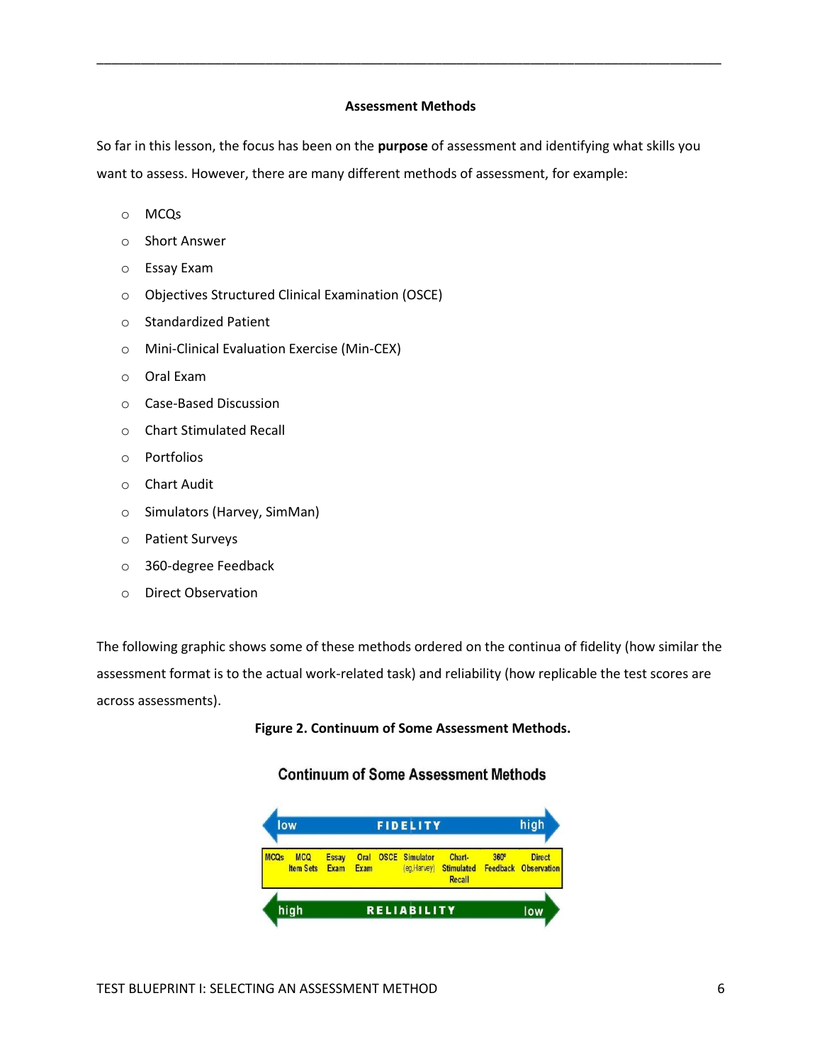## Assessment Methods

So far in this lesson, the focus has been on the **purpose** of assessment and identifying what skills you want to assess. However, there are many different methods of assessment, for example:

- MCQs
- Short Answer
- Essay Exam
- Objectives Structured Clinical Examination (OSCE)
- Standardized Patient
- Mini-Clinical Evaluation Exercise (Min-CEX)
- Oral Exam
- Case-Based Discussion
- Chart Stimulated Recall
- Portfolios
- Chart Audit
- Simulators (Harvey, SimMan)
- Patient Surveys
- 360-degree Feedback
- Direct Observation

The following graphic shows some of these methods ordered on the continua of fidelity (how similar the assessment format is to the actual work-related task) and reliability (how replicable the test scores are across assessments).

**Figure 2. Continuum of Some Assessment Methods.**

**Continuum of Some Assessment Methods**

| FIDELITY: low → high | | | | | | | | |
|---|---|---|---|---|---|---|---|---|
| MCQs | MCQ Item Sets | Essay Exam | Oral Exam | OSCE | Simulator (eg.Harvey) | Chart-Stimulated Recall | 360º Feedback | Direct Observation |
| **RELIABILITY: high → low** | | | | | | | | |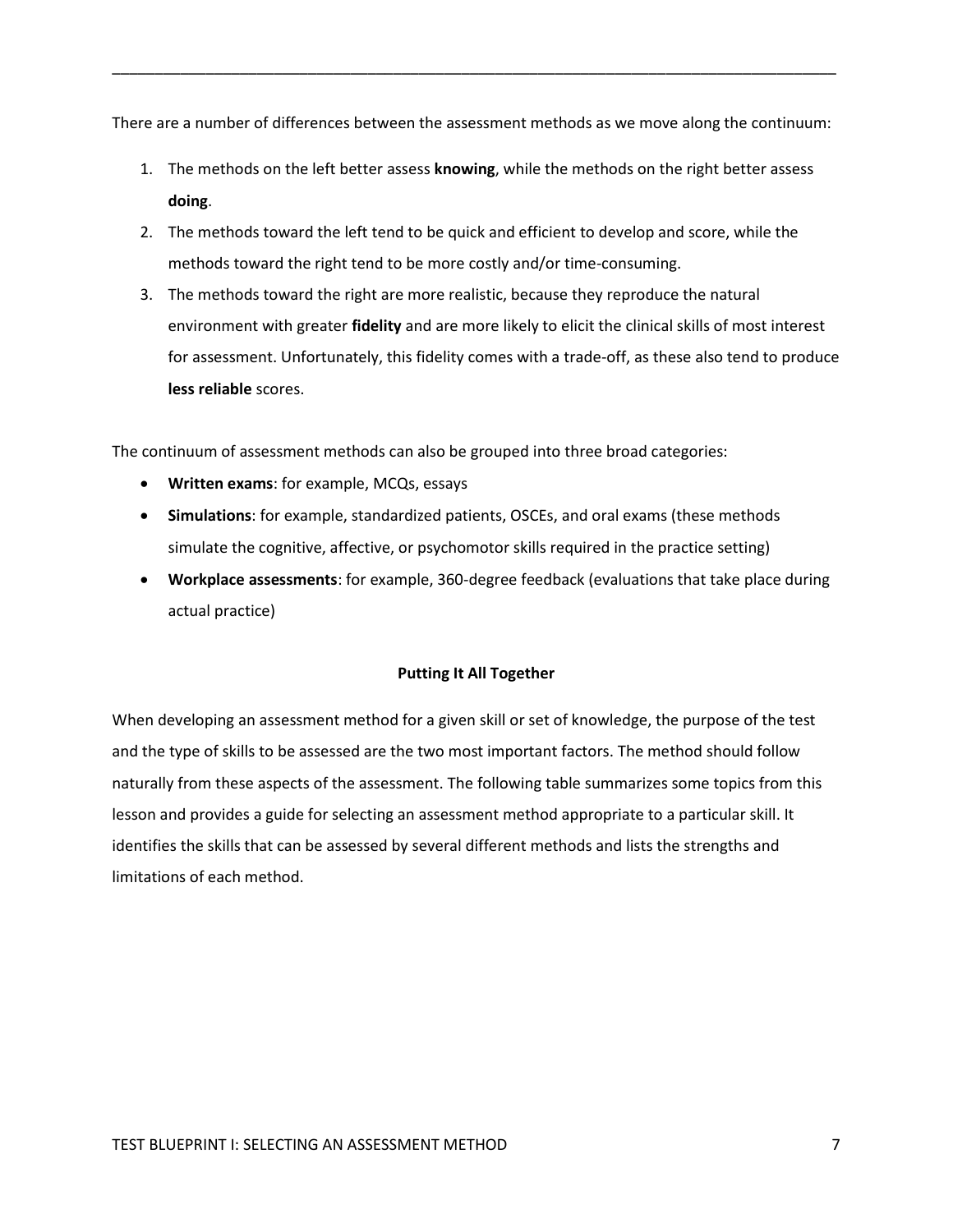There are a number of differences between the assessment methods as we move along the continuum:

1. The methods on the left better assess **knowing**, while the methods on the right better assess **doing**.
2. The methods toward the left tend to be quick and efficient to develop and score, while the methods toward the right tend to be more costly and/or time-consuming.
3. The methods toward the right are more realistic, because they reproduce the natural environment with greater **fidelity** and are more likely to elicit the clinical skills of most interest for assessment. Unfortunately, this fidelity comes with a trade-off, as these also tend to produce **less reliable** scores.

The continuum of assessment methods can also be grouped into three broad categories:

- **Written exams**: for example, MCQs, essays
- **Simulations**: for example, standardized patients, OSCEs, and oral exams (these methods simulate the cognitive, affective, or psychomotor skills required in the practice setting)
- **Workplace assessments**: for example, 360-degree feedback (evaluations that take place during actual practice)

### Putting It All Together

When developing an assessment method for a given skill or set of knowledge, the purpose of the test and the type of skills to be assessed are the two most important factors. The method should follow naturally from these aspects of the assessment. The following table summarizes some topics from this lesson and provides a guide for selecting an assessment method appropriate to a particular skill. It identifies the skills that can be assessed by several different methods and lists the strengths and limitations of each method.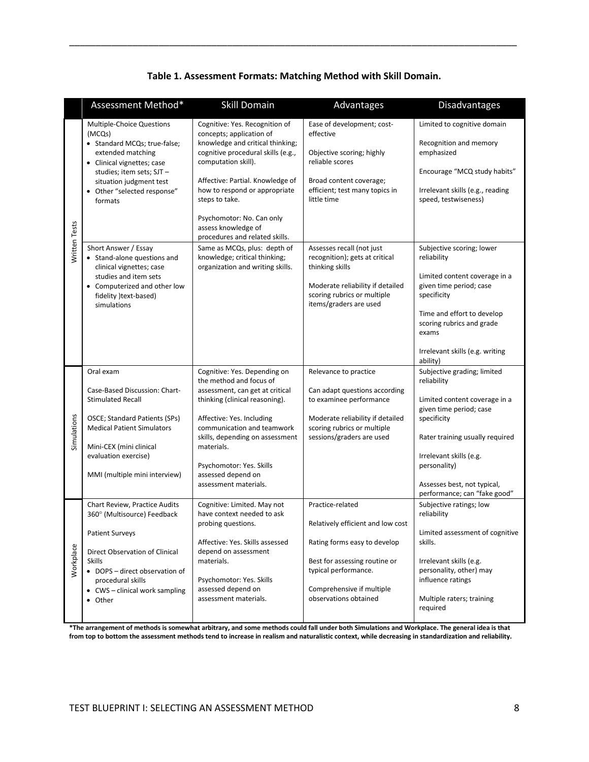**Table 1. Assessment Formats: Matching Method with Skill Domain.**

| | Assessment Method* | Skill Domain | Advantages | Disadvantages |
|---|---|---|---|---|
| Written Tests | Multiple-Choice Questions (MCQs)<br>• Standard MCQs; true-false; extended matching<br>• Clinical vignettes; case studies; item sets; SJT – situation judgment test<br>• Other "selected response" formats | Cognitive: Yes. Recognition of concepts; application of knowledge and critical thinking; cognitive procedural skills (e.g., computation skill).<br><br>Affective: Partial. Knowledge of how to respond or appropriate steps to take.<br><br>Psychomotor: No. Can only assess knowledge of procedures and related skills. | Ease of development; cost-effective<br><br>Objective scoring; highly reliable scores<br><br>Broad content coverage; efficient; test many topics in little time | Limited to cognitive domain<br><br>Recognition and memory emphasized<br><br>Encourage "MCQ study habits"<br><br>Irrelevant skills (e.g., reading speed, testwiseness) |
| | Short Answer / Essay<br>• Stand-alone questions and clinical vignettes; case studies and item sets<br>• Computerized and other low fidelity )text-based) simulations | Same as MCQs, plus: depth of knowledge; critical thinking; organization and writing skills. | Assesses recall (not just recognition); gets at critical thinking skills<br><br>Moderate reliability if detailed scoring rubrics or multiple items/graders are used | Subjective scoring; lower reliability<br><br>Limited content coverage in a given time period; case specificity<br><br>Time and effort to develop scoring rubrics and grade exams<br><br>Irrelevant skills (e.g. writing ability) |
| Simulations | Oral exam<br><br>Case-Based Discussion: Chart-Stimulated Recall<br><br>OSCE; Standard Patients (SPs) Medical Patient Simulators<br><br>Mini-CEX (mini clinical evaluation exercise)<br><br>MMI (multiple mini interview) | Cognitive: Yes. Depending on the method and focus of assessment, can get at critical thinking (clinical reasoning).<br><br>Affective: Yes. Including communication and teamwork skills, depending on assessment materials.<br><br>Psychomotor: Yes. Skills assessed depend on assessment materials. | Relevance to practice<br><br>Can adapt questions according to examinee performance<br><br>Moderate reliability if detailed scoring rubrics or multiple sessions/graders are used | Subjective grading; limited reliability<br><br>Limited content coverage in a given time period; case specificity<br><br>Rater training usually required<br><br>Irrelevant skills (e.g. personality)<br><br>Assesses best, not typical, performance; can "fake good" |
| Workplace | Chart Review, Practice Audits 360° (Multisource) Feedback<br><br>Patient Surveys<br><br>Direct Observation of Clinical Skills<br>• DOPS – direct observation of procedural skills<br>• CWS – clinical work sampling<br>• Other | Cognitive: Limited. May not have context needed to ask probing questions.<br><br>Affective: Yes. Skills assessed depend on assessment materials.<br><br>Psychomotor: Yes. Skills assessed depend on assessment materials. | Practice-related<br><br>Relatively efficient and low cost<br><br>Rating forms easy to develop<br><br>Best for assessing routine or typical performance.<br><br>Comprehensive if multiple observations obtained | Subjective ratings; low reliability<br><br>Limited assessment of cognitive skills.<br><br>Irrelevant skills (e.g. personality, other) may influence ratings<br><br>Multiple raters; training required |

***The arrangement of methods is somewhat arbitrary, and some methods could fall under both Simulations and Workplace. The general idea is that from top to bottom the assessment methods tend to increase in realism and naturalistic context, while decreasing in standardization and reliability.**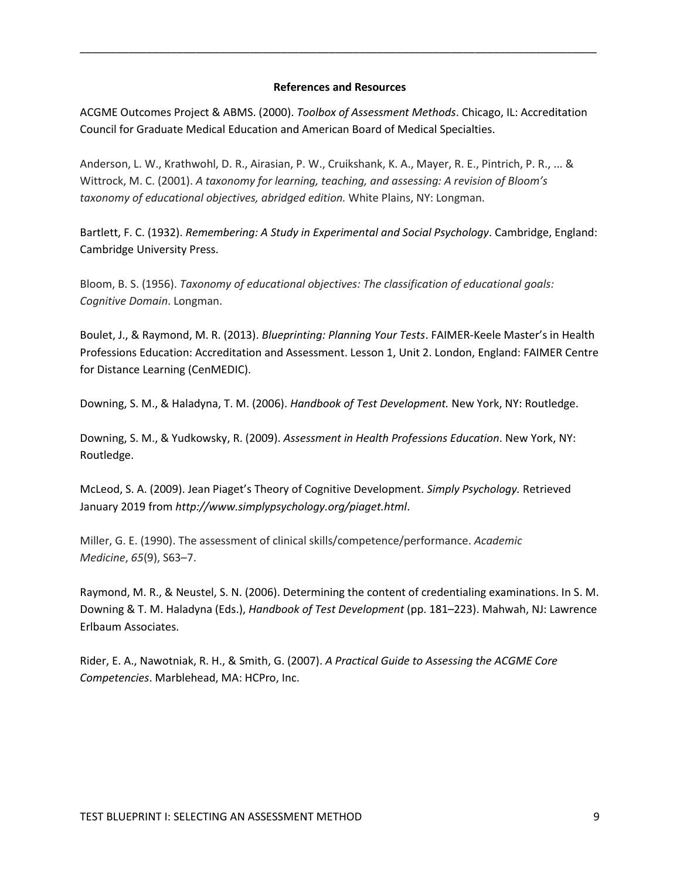## References and Resources

ACGME Outcomes Project & ABMS. (2000). *Toolbox of Assessment Methods*. Chicago, IL: Accreditation Council for Graduate Medical Education and American Board of Medical Specialties.

Anderson, L. W., Krathwohl, D. R., Airasian, P. W., Cruikshank, K. A., Mayer, R. E., Pintrich, P. R., ... & Wittrock, M. C. (2001). *A taxonomy for learning, teaching, and assessing: A revision of Bloom's taxonomy of educational objectives, abridged edition.* White Plains, NY: Longman.

Bartlett, F. C. (1932). *Remembering: A Study in Experimental and Social Psychology*. Cambridge, England: Cambridge University Press.

Bloom, B. S. (1956). *Taxonomy of educational objectives: The classification of educational goals: Cognitive Domain*. Longman.

Boulet, J., & Raymond, M. R. (2013). *Blueprinting: Planning Your Tests*. FAIMER-Keele Master's in Health Professions Education: Accreditation and Assessment. Lesson 1, Unit 2. London, England: FAIMER Centre for Distance Learning (CenMEDIC).

Downing, S. M., & Haladyna, T. M. (2006). *Handbook of Test Development.* New York, NY: Routledge.

Downing, S. M., & Yudkowsky, R. (2009). *Assessment in Health Professions Education*. New York, NY: Routledge.

McLeod, S. A. (2009). Jean Piaget's Theory of Cognitive Development. *Simply Psychology.* Retrieved January 2019 from *http://www.simplypsychology.org/piaget.html*.

Miller, G. E. (1990). The assessment of clinical skills/competence/performance. *Academic Medicine*, *65*(9), S63–7.

Raymond, M. R., & Neustel, S. N. (2006). Determining the content of credentialing examinations. In S. M. Downing & T. M. Haladyna (Eds.), *Handbook of Test Development* (pp. 181–223). Mahwah, NJ: Lawrence Erlbaum Associates.

Rider, E. A., Nawotniak, R. H., & Smith, G. (2007). *A Practical Guide to Assessing the ACGME Core Competencies*. Marblehead, MA: HCPro, Inc.